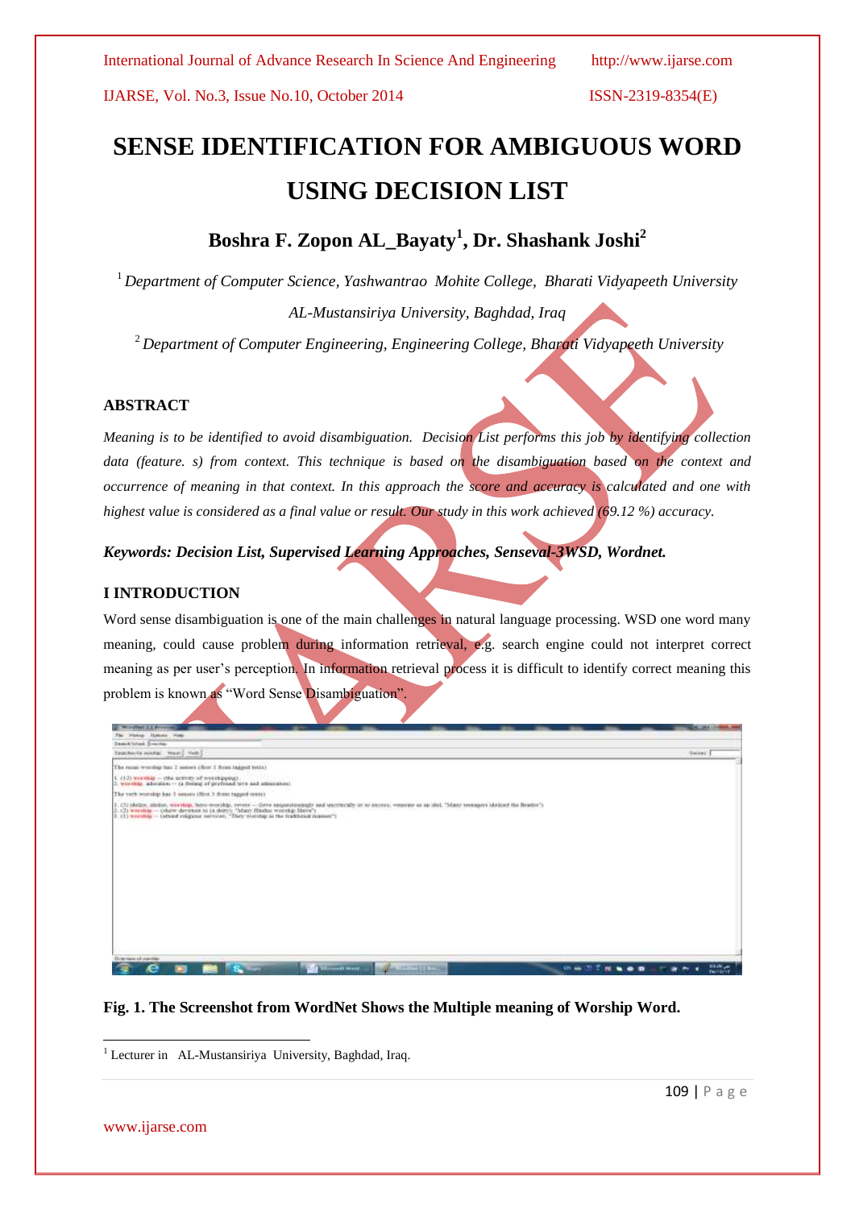# SENSE IDENTIFICATION FOR AMBIGUOUS WORD USING DECISION LIST

## Boshra F. Zopon AL_Bayaty[1], Dr. Shashank Joshi[2]

[1] *Department of Computer Science, Yashwantrao Mohite College, Bharati Vidyapeeth University AL-Mustansiriya University, Baghdad, Iraq*

[2] *Department of Computer Engineering, Engineering College, Bharati Vidyapeeth University*

### ABSTRACT

*Meaning is to be identified to avoid disambiguation. Decision List performs this job by identifying collection data (feature. s) from context. This technique is based on the disambiguation based on the context and occurrence of meaning in that context. In this approach the score and accuracy is calculated and one with highest value is considered as a final value or result. Our study in this work achieved (69.12 %) accuracy.*

***Keywords: Decision List, Supervised Learning Approaches, Senseval-3WSD, Wordnet.***

### I INTRODUCTION

Word sense disambiguation is one of the main challenges in natural language processing. WSD one word many meaning, could cause problem during information retrieval, e.g. search engine could not interpret correct meaning as per user's perception. In information retrieval process it is difficult to identify correct meaning this problem is known as "Word Sense Disambiguation".

**Fig. 1. The Screenshot from WordNet Shows the Multiple meaning of Worship Word.**

[1] Lecturer in AL-Mustansiriya University, Baghdad, Iraq.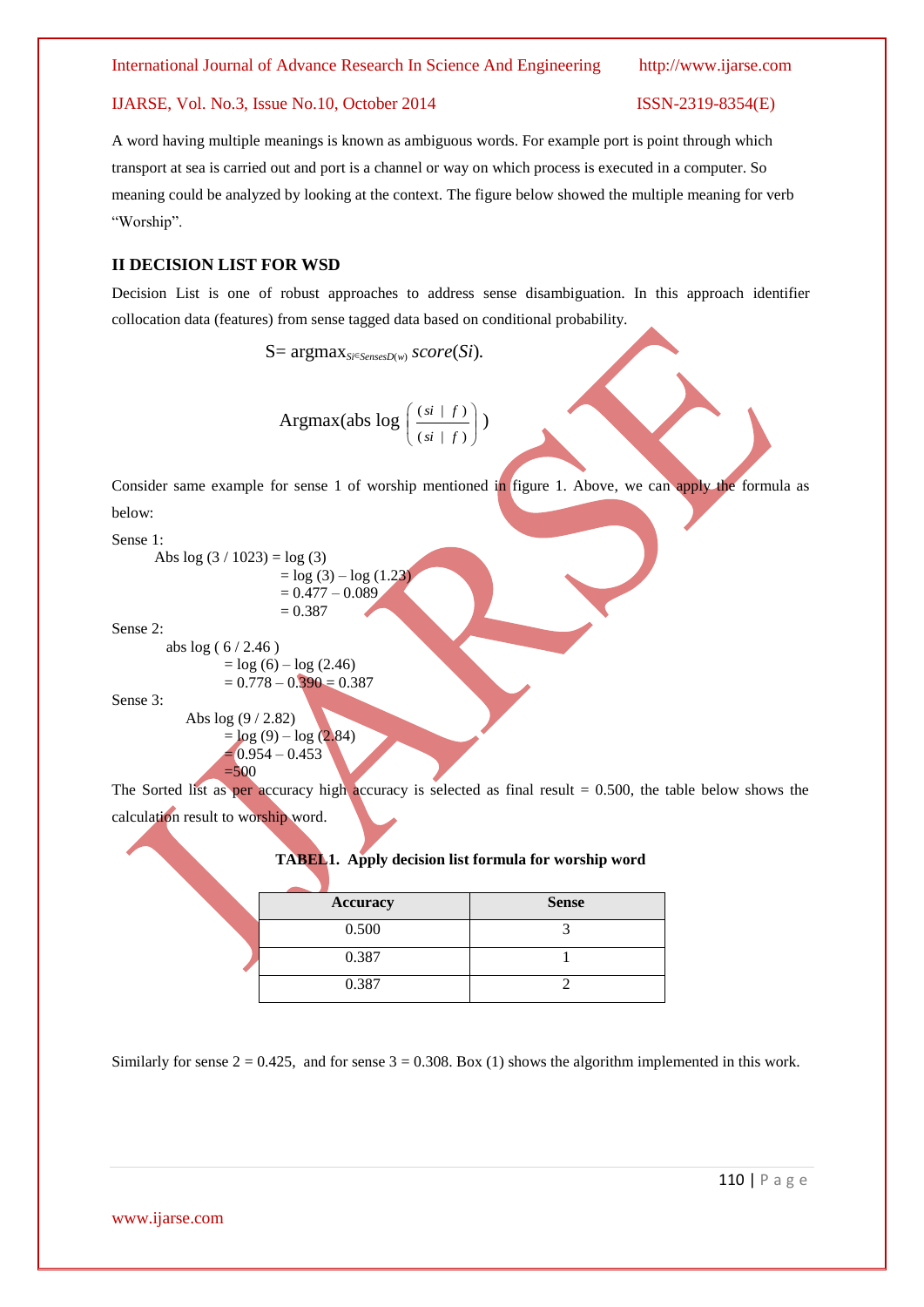A word having multiple meanings is known as ambiguous words. For example port is point through which transport at sea is carried out and port is a channel or way on which process is executed in a computer. So meaning could be analyzed by looking at the context. The figure below showed the multiple meaning for verb "Worship".

## II DECISION LIST FOR WSD

Decision List is one of robust approaches to address sense disambiguation. In this approach identifier collocation data (features) from sense tagged data based on conditional probability.

$$S= \text{argmax}_{Si \in SensesD(w)}\ score(Si).$$

$$\text{Argmax(abs log}\left(\frac{(si \mid f)}{(si \mid f)}\right))$$

Consider same example for sense 1 of worship mentioned in figure 1. Above, we can apply the formula as below:

Sense 1:

Abs log (3 / 1023) = log (3)
= log (3) – log (1.23)
= 0.477 – 0.089
= 0.387

Sense 2:

abs log ( 6 / 2.46 )
= log (6) – log (2.46)
= 0.778 – 0.390 = 0.387

Sense 3:

Abs log (9 / 2.82)
= log (9) – log (2.84)
= 0.954 – 0.453
=500

The Sorted list as per accuracy high accuracy is selected as final result = 0.500, the table below shows the calculation result to worship word.

**TABEL1. Apply decision list formula for worship word**

| Accuracy | Sense |
|---|---|
| 0.500 | 3 |
| 0.387 | 1 |
| 0.387 | 2 |

Similarly for sense 2 = 0.425, and for sense 3 = 0.308. Box (1) shows the algorithm implemented in this work.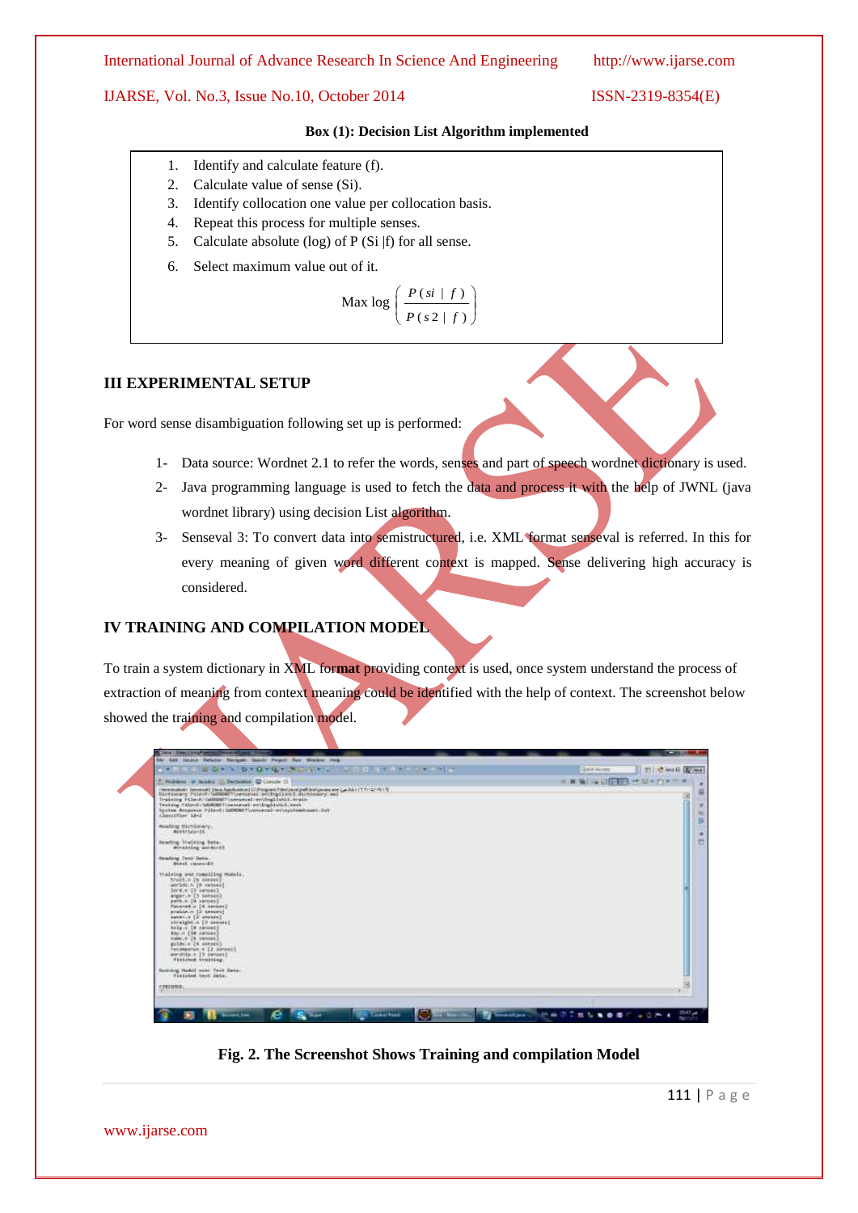**Box (1): Decision List Algorithm implemented**

1. Identify and calculate feature (f).
2. Calculate value of sense (Si).
3. Identify collocation one value per collocation basis.
4. Repeat this process for multiple senses.
5. Calculate absolute (log) of P (Si |f) for all sense.
6. Select maximum value out of it.

$$\text{Max log}\left(\frac{P(si \mid f)}{P(s2 \mid f)}\right)$$

## III EXPERIMENTAL SETUP

For word sense disambiguation following set up is performed:

1- Data source: Wordnet 2.1 to refer the words, senses and part of speech wordnet dictionary is used.

2- Java programming language is used to fetch the data and process it with the help of JWNL (java wordnet library) using decision List algorithm.

3- Senseval 3: To convert data into semistructured, i.e. XML format senseval is referred. In this for every meaning of given word different context is mapped. Sense delivering high accuracy is considered.

## IV TRAINING AND COMPILATION MODEL

To train a system dictionary in XML format providing context is used, once system understand the process of extraction of meaning from context meaning could be identified with the help of context. The screenshot below showed the training and compilation model.

**Fig. 2. The Screenshot Shows Training and compilation Model**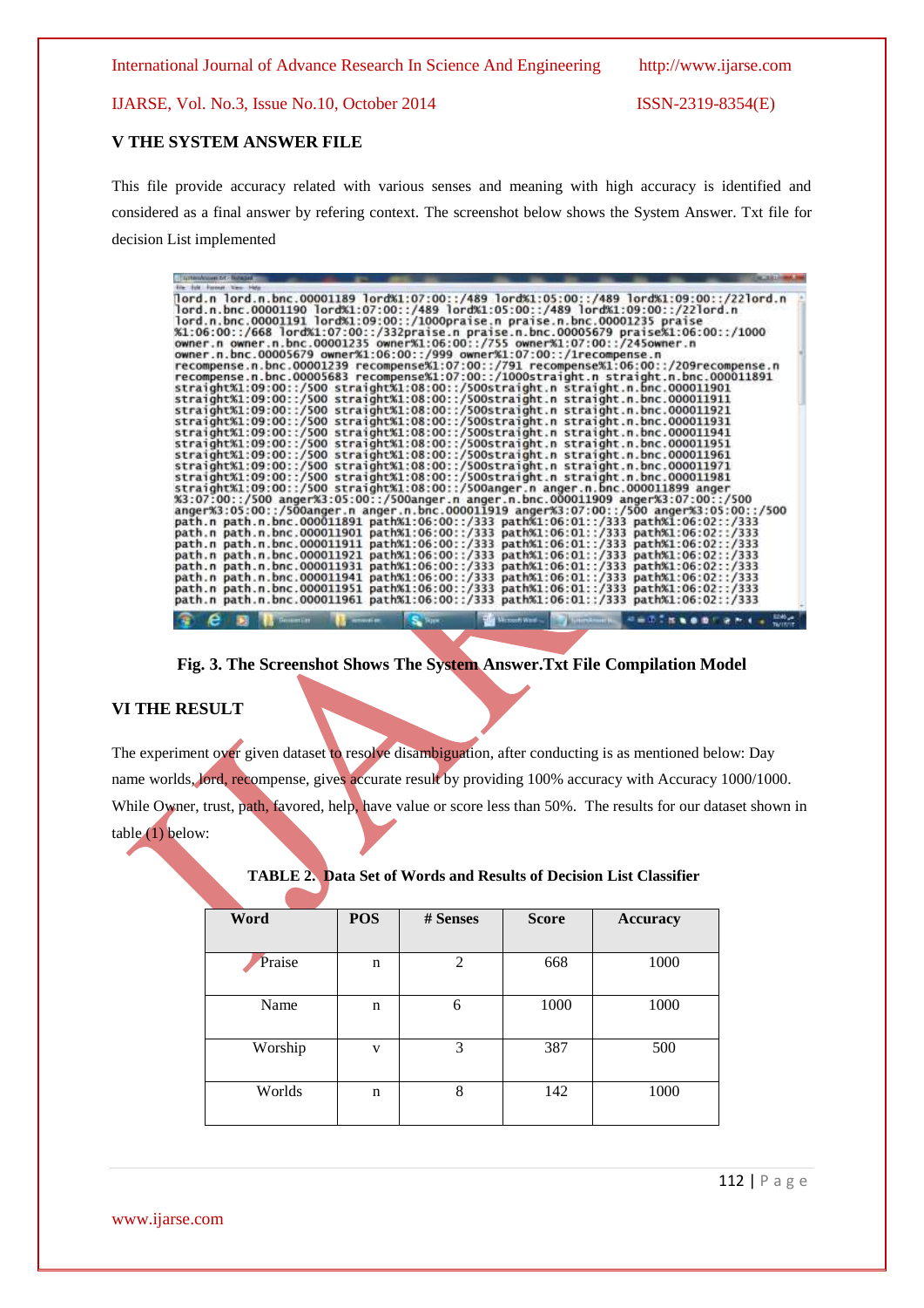## V THE SYSTEM ANSWER FILE

This file provide accuracy related with various senses and meaning with high accuracy is identified and considered as a final answer by refering context. The screenshot below shows the System Answer. Txt file for decision List implemented

Fig. 3. The Screenshot Shows The System Answer.Txt File Compilation Model

## VI THE RESULT

The experiment over given dataset to resolve disambiguation, after conducting is as mentioned below: Day name worlds, lord, recompense, gives accurate result by providing 100% accuracy with Accuracy 1000/1000. While Owner, trust, path, favored, help, have value or score less than 50%. The results for our dataset shown in table (1) below:

**TABLE 2. Data Set of Words and Results of Decision List Classifier**

| Word | POS | # Senses | Score | Accuracy |
|---|---|---|---|---|
| Praise | n | 2 | 668 | 1000 |
| Name | n | 6 | 1000 | 1000 |
| Worship | v | 3 | 387 | 500 |
| Worlds | n | 8 | 142 | 1000 |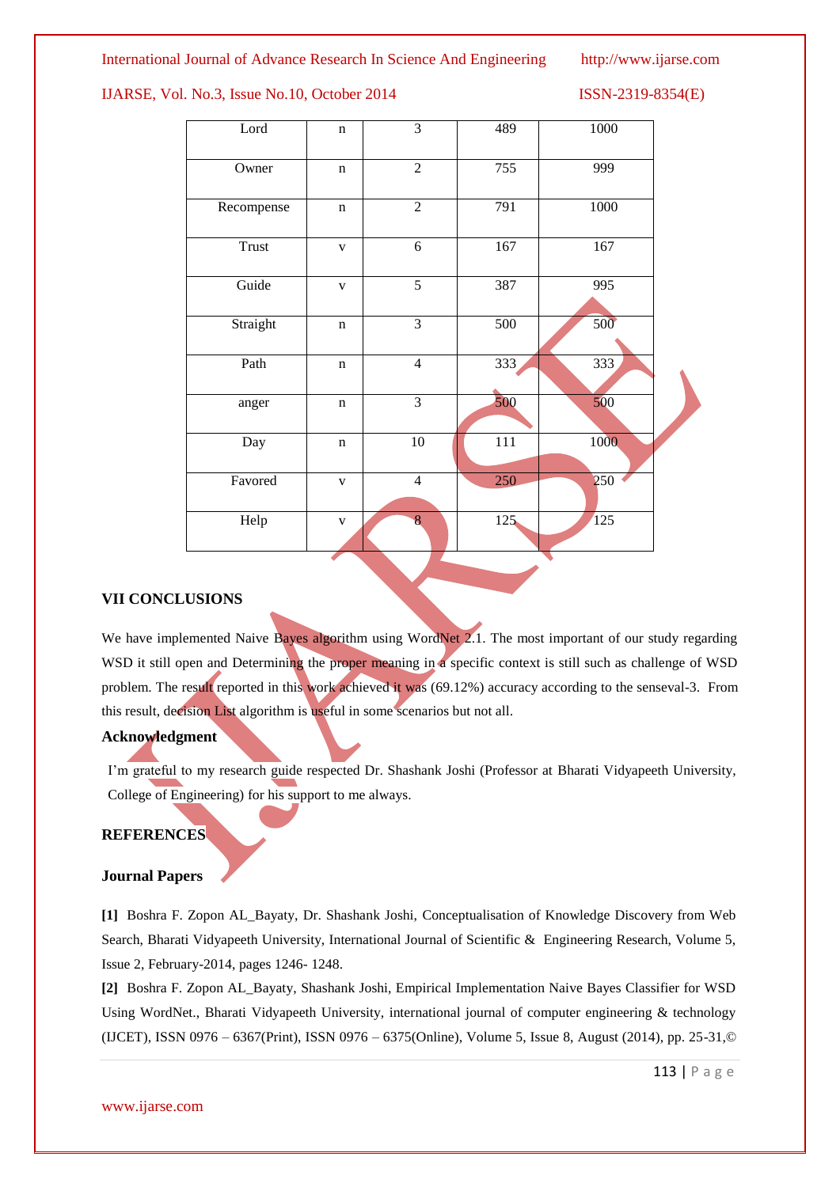| | | | | |
|---|---|---|---|---|
| Lord | n | 3 | 489 | 1000 |
| Owner | n | 2 | 755 | 999 |
| Recompense | n | 2 | 791 | 1000 |
| Trust | v | 6 | 167 | 167 |
| Guide | v | 5 | 387 | 995 |
| Straight | n | 3 | 500 | 500 |
| Path | n | 4 | 333 | 333 |
| anger | n | 3 | 500 | 500 |
| Day | n | 10 | 111 | 1000 |
| Favored | v | 4 | 250 | 250 |
| Help | v | 8 | 125 | 125 |

## VII CONCLUSIONS

We have implemented Naive Bayes algorithm using WordNet 2.1. The most important of our study regarding WSD it still open and Determining the proper meaning in a specific context is still such as challenge of WSD problem. The result reported in this work achieved it was (69.12%) accuracy according to the senseval-3. From this result, decision List algorithm is useful in some scenarios but not all.

### Acknowledgment

I'm grateful to my research guide respected Dr. Shashank Joshi (Professor at Bharati Vidyapeeth University, College of Engineering) for his support to me always.

## REFERENCES

### Journal Papers

**[1]** Boshra F. Zopon AL_Bayaty, Dr. Shashank Joshi, Conceptualisation of Knowledge Discovery from Web Search, Bharati Vidyapeeth University, International Journal of Scientific & Engineering Research, Volume 5, Issue 2, February-2014, pages 1246- 1248.

**[2]** Boshra F. Zopon AL_Bayaty, Shashank Joshi, Empirical Implementation Naive Bayes Classifier for WSD Using WordNet., Bharati Vidyapeeth University, international journal of computer engineering & technology (IJCET), ISSN 0976 – 6367(Print), ISSN 0976 – 6375(Online), Volume 5, Issue 8, August (2014), pp. 25-31,©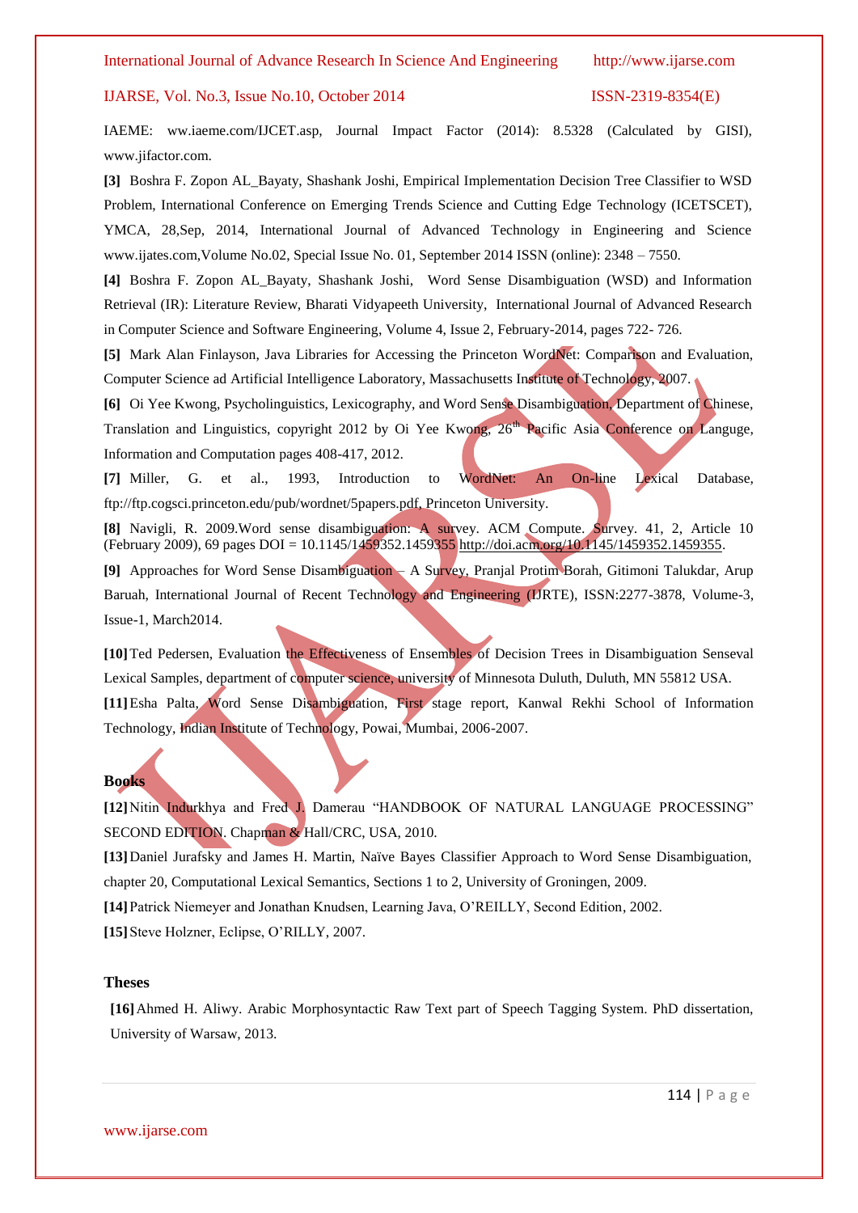IAEME: ww.iaeme.com/IJCET.asp, Journal Impact Factor (2014): 8.5328 (Calculated by GISI), www.jifactor.com.

**[3]** Boshra F. Zopon AL_Bayaty, Shashank Joshi, Empirical Implementation Decision Tree Classifier to WSD Problem, International Conference on Emerging Trends Science and Cutting Edge Technology (ICETSCET), YMCA, 28,Sep, 2014, International Journal of Advanced Technology in Engineering and Science www.ijates.com,Volume No.02, Special Issue No. 01, September 2014 ISSN (online): 2348 – 7550.

**[4]** Boshra F. Zopon AL_Bayaty, Shashank Joshi, Word Sense Disambiguation (WSD) and Information Retrieval (IR): Literature Review, Bharati Vidyapeeth University, International Journal of Advanced Research in Computer Science and Software Engineering, Volume 4, Issue 2, February-2014, pages 722- 726.

**[5]** Mark Alan Finlayson, Java Libraries for Accessing the Princeton WordNet: Comparison and Evaluation, Computer Science ad Artificial Intelligence Laboratory, Massachusetts Institute of Technology, 2007.

**[6]** Oi Yee Kwong, Psycholinguistics, Lexicography, and Word Sense Disambiguation, Department of Chinese, Translation and Linguistics, copyright 2012 by Oi Yee Kwong, 26th Pacific Asia Conference on Languge, Information and Computation pages 408-417, 2012.

**[7]** Miller, G. et al., 1993, Introduction to WordNet: An On-line Lexical Database, ftp://ftp.cogsci.princeton.edu/pub/wordnet/5papers.pdf, Princeton University.

**[8]** Navigli, R. 2009.Word sense disambiguation: A survey. ACM Compute. Survey. 41, 2, Article 10 (February 2009), 69 pages DOI = 10.1145/1459352.1459355 http://doi.acm.org/10.1145/1459352.1459355.

**[9]** Approaches for Word Sense Disambiguation – A Survey, Pranjal Protim Borah, Gitimoni Talukdar, Arup Baruah, International Journal of Recent Technology and Engineering (IJRTE), ISSN:2277-3878, Volume-3, Issue-1, March2014.

**[10]** Ted Pedersen, Evaluation the Effectiveness of Ensembles of Decision Trees in Disambiguation Senseval Lexical Samples, department of computer science, university of Minnesota Duluth, Duluth, MN 55812 USA.

**[11]** Esha Palta, Word Sense Disambiguation, First stage report, Kanwal Rekhi School of Information Technology, Indian Institute of Technology, Powai, Mumbai, 2006-2007.

### Books

**[12]** Nitin Indurkhya and Fred J. Damerau "HANDBOOK OF NATURAL LANGUAGE PROCESSING" SECOND EDITION. Chapman & Hall/CRC, USA, 2010.

**[13]** Daniel Jurafsky and James H. Martin, Naïve Bayes Classifier Approach to Word Sense Disambiguation, chapter 20, Computational Lexical Semantics, Sections 1 to 2, University of Groningen, 2009.

**[14]** Patrick Niemeyer and Jonathan Knudsen, Learning Java, O'REILLY, Second Edition, 2002.

**[15]** Steve Holzner, Eclipse, O'RILLY, 2007.

### Theses

**[16]** Ahmed H. Aliwy. Arabic Morphosyntactic Raw Text part of Speech Tagging System. PhD dissertation, University of Warsaw, 2013.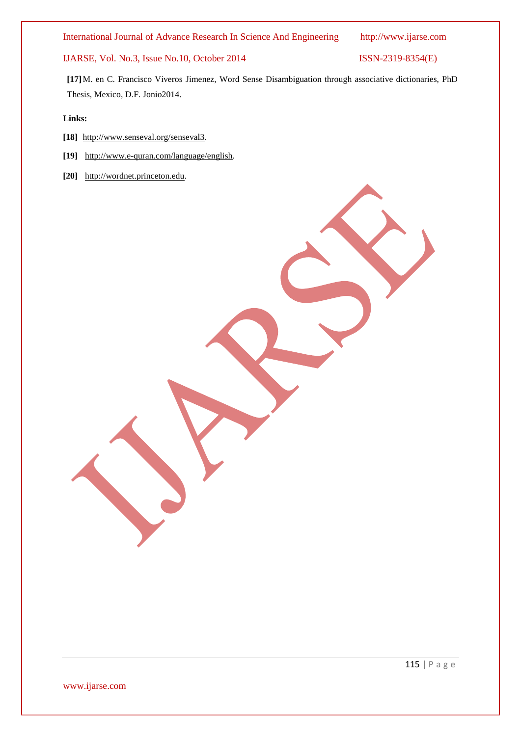[17] M. en C. Francisco Viveros Jimenez, Word Sense Disambiguation through associative dictionaries, PhD Thesis, Mexico, D.F. Jonio2014.

**Links:**

[18] http://www.senseval.org/senseval3.

[19] http://www.e-quran.com/language/english.

[20] http://wordnet.princeton.edu.